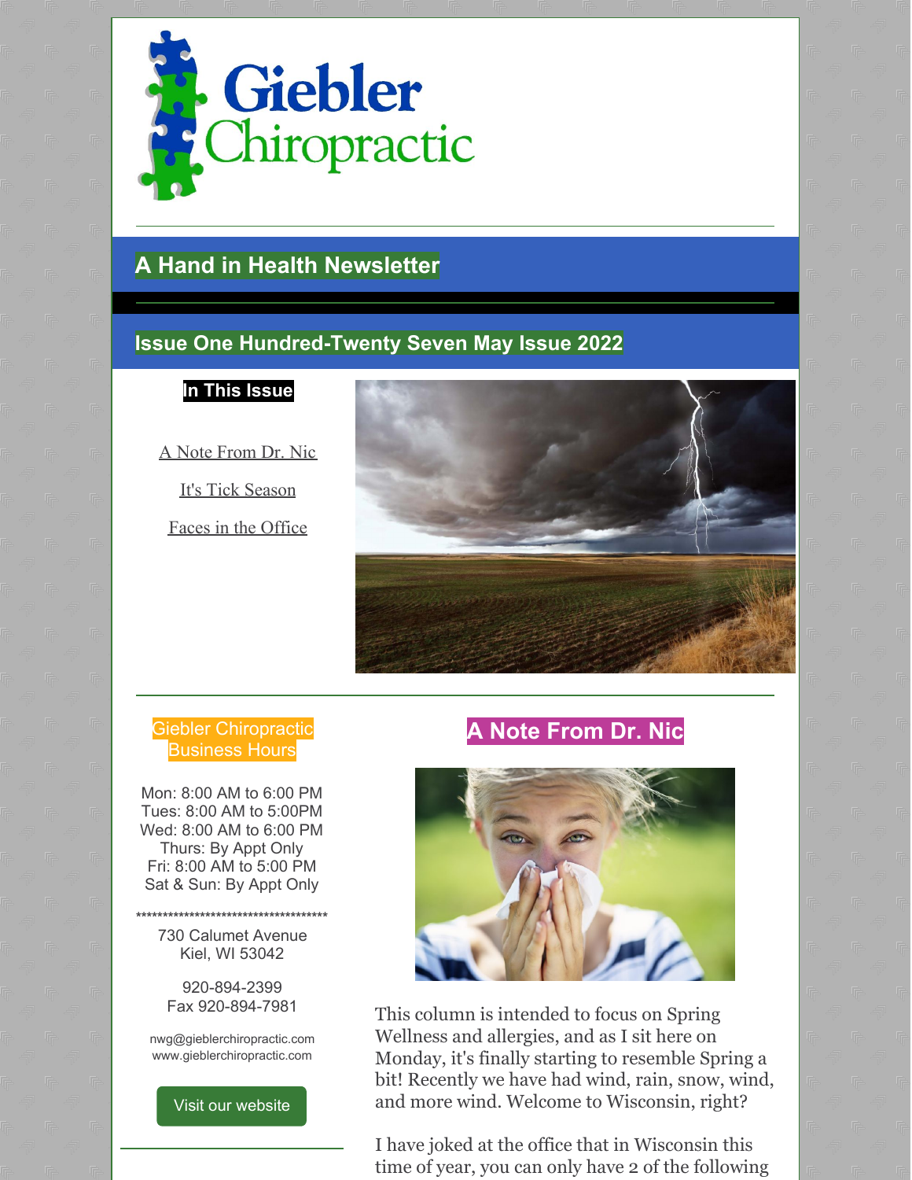# Giebler Chiropractic

## A Hand in Health Newsletter

## Issue One Hundred-Twenty Seven May Issue 2022

**In This Issue**

A Note From Dr. Nic

It's Tick Season

Faces in the Office

**Giebler Chiropractic Business Hours**

Mon: 8:00 AM to 6:00 PM
Tues: 8:00 AM to 5:00PM
Wed: 8:00 AM to 6:00 PM
Thurs: By Appt Only
Fri: 8:00 AM to 5:00 PM
Sat & Sun: By Appt Only

**************************************

730 Calumet Avenue
Kiel, WI 53042

920-894-2399
Fax 920-894-7981

nwg@gieblerchiropractic.com
www.gieblerchiropractic.com

Visit our website

## A Note From Dr. Nic

This column is intended to focus on Spring Wellness and allergies, and as I sit here on Monday, it's finally starting to resemble Spring a bit! Recently we have had wind, rain, snow, wind, and more wind. Welcome to Wisconsin, right?

I have joked at the office that in Wisconsin this time of year, you can only have 2 of the following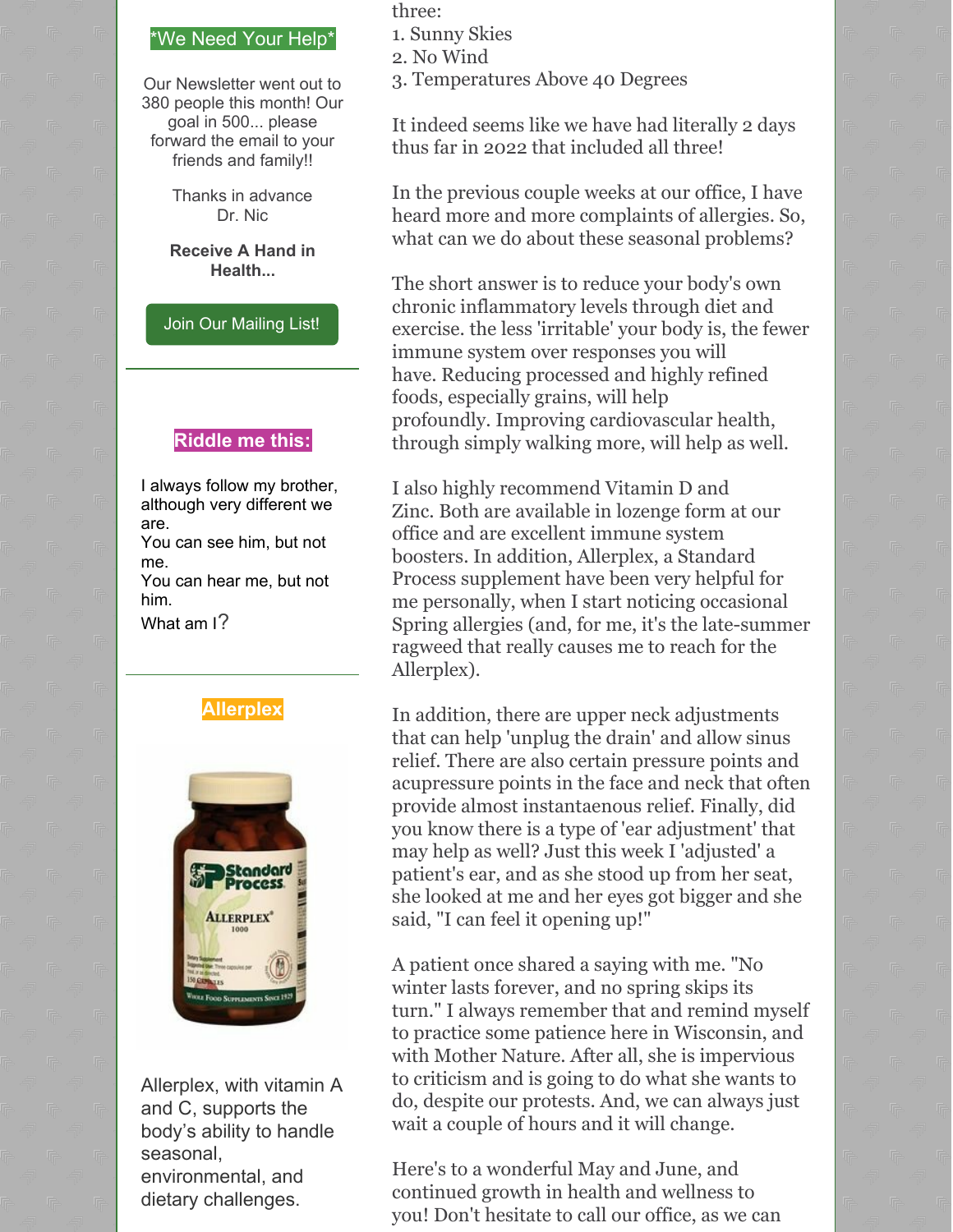**\*We Need Your Help\***

Our Newsletter went out to 380 people this month! Our goal in 500... please forward the email to your friends and family!!

Thanks in advance
Dr. Nic

**Receive A Hand in Health...**

Join Our Mailing List!

**Riddle me this:**

I always follow my brother, although very different we are.
You can see him, but not me.
You can hear me, but not him.
What am I?

**Allerplex**

Allerplex, with vitamin A and C, supports the body's ability to handle seasonal, environmental, and dietary challenges.

three:
1. Sunny Skies
2. No Wind
3. Temperatures Above 40 Degrees

It indeed seems like we have had literally 2 days thus far in 2022 that included all three!

In the previous couple weeks at our office, I have heard more and more complaints of allergies. So, what can we do about these seasonal problems?

The short answer is to reduce your body's own chronic inflammatory levels through diet and exercise. the less 'irritable' your body is, the fewer immune system over responses you will have. Reducing processed and highly refined foods, especially grains, will help profoundly. Improving cardiovascular health, through simply walking more, will help as well.

I also highly recommend Vitamin D and Zinc. Both are available in lozenge form at our office and are excellent immune system boosters. In addition, Allerplex, a Standard Process supplement have been very helpful for me personally, when I start noticing occasional Spring allergies (and, for me, it's the late-summer ragweed that really causes me to reach for the Allerplex).

In addition, there are upper neck adjustments that can help 'unplug the drain' and allow sinus relief. There are also certain pressure points and acupressure points in the face and neck that often provide almost instantaneous relief. Finally, did you know there is a type of 'ear adjustment' that may help as well? Just this week I 'adjusted' a patient's ear, and as she stood up from her seat, she looked at me and her eyes got bigger and she said, "I can feel it opening up!"

A patient once shared a saying with me. "No winter lasts forever, and no spring skips its turn." I always remember that and remind myself to practice some patience here in Wisconsin, and with Mother Nature. After all, she is impervious to criticism and is going to do what she wants to do, despite our protests. And, we can always just wait a couple of hours and it will change.

Here's to a wonderful May and June, and continued growth in health and wellness to you! Don't hesitate to call our office, as we can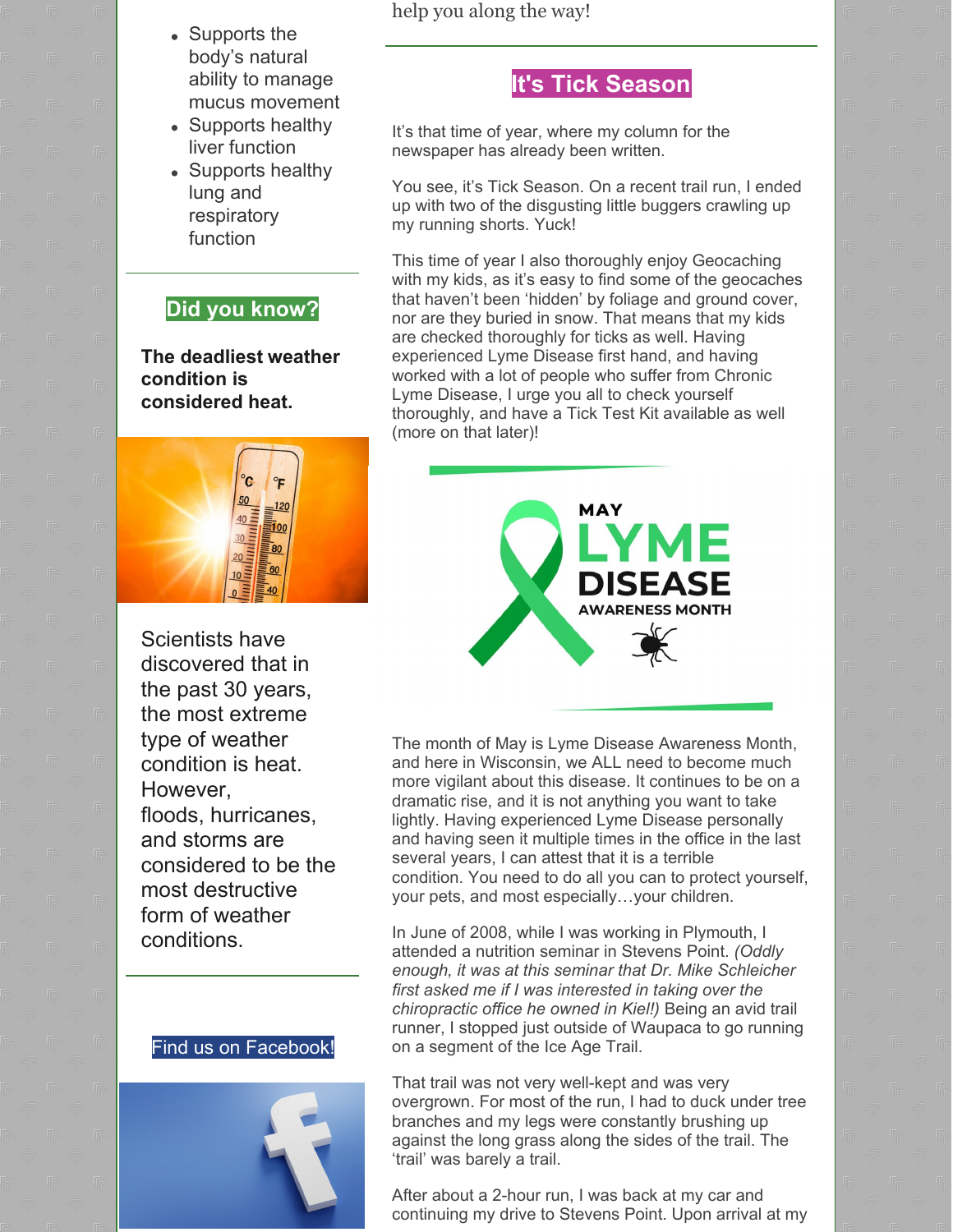- Supports the body's natural ability to manage mucus movement
- Supports healthy liver function
- Supports healthy lung and respiratory function

## Did you know?

**The deadliest weather condition is considered heat.**

Scientists have discovered that in the past 30 years, the most extreme type of weather condition is heat. However, floods, hurricanes, and storms are considered to be the most destructive form of weather conditions.

Find us on Facebook!

help you along the way!

## It's Tick Season

It's that time of year, where my column for the newspaper has already been written.

You see, it's Tick Season. On a recent trail run, I ended up with two of the disgusting little buggers crawling up my running shorts. Yuck!

This time of year I also thoroughly enjoy Geocaching with my kids, as it's easy to find some of the geocaches that haven't been 'hidden' by foliage and ground cover, nor are they buried in snow. That means that my kids are checked thoroughly for ticks as well. Having experienced Lyme Disease first hand, and having worked with a lot of people who suffer from Chronic Lyme Disease, I urge you all to check yourself thoroughly, and have a Tick Test Kit available as well (more on that later)!

MAY LYME DISEASE AWARENESS MONTH

The month of May is Lyme Disease Awareness Month, and here in Wisconsin, we ALL need to become much more vigilant about this disease. It continues to be on a dramatic rise, and it is not anything you want to take lightly. Having experienced Lyme Disease personally and having seen it multiple times in the office in the last several years, I can attest that it is a terrible condition. You need to do all you can to protect yourself, your pets, and most especially…your children.

In June of 2008, while I was working in Plymouth, I attended a nutrition seminar in Stevens Point. *(Oddly enough, it was at this seminar that Dr. Mike Schleicher first asked me if I was interested in taking over the chiropractic office he owned in Kiel!)* Being an avid trail runner, I stopped just outside of Waupaca to go running on a segment of the Ice Age Trail.

That trail was not very well-kept and was very overgrown. For most of the run, I had to duck under tree branches and my legs were constantly brushing up against the long grass along the sides of the trail. The 'trail' was barely a trail.

After about a 2-hour run, I was back at my car and continuing my drive to Stevens Point. Upon arrival at my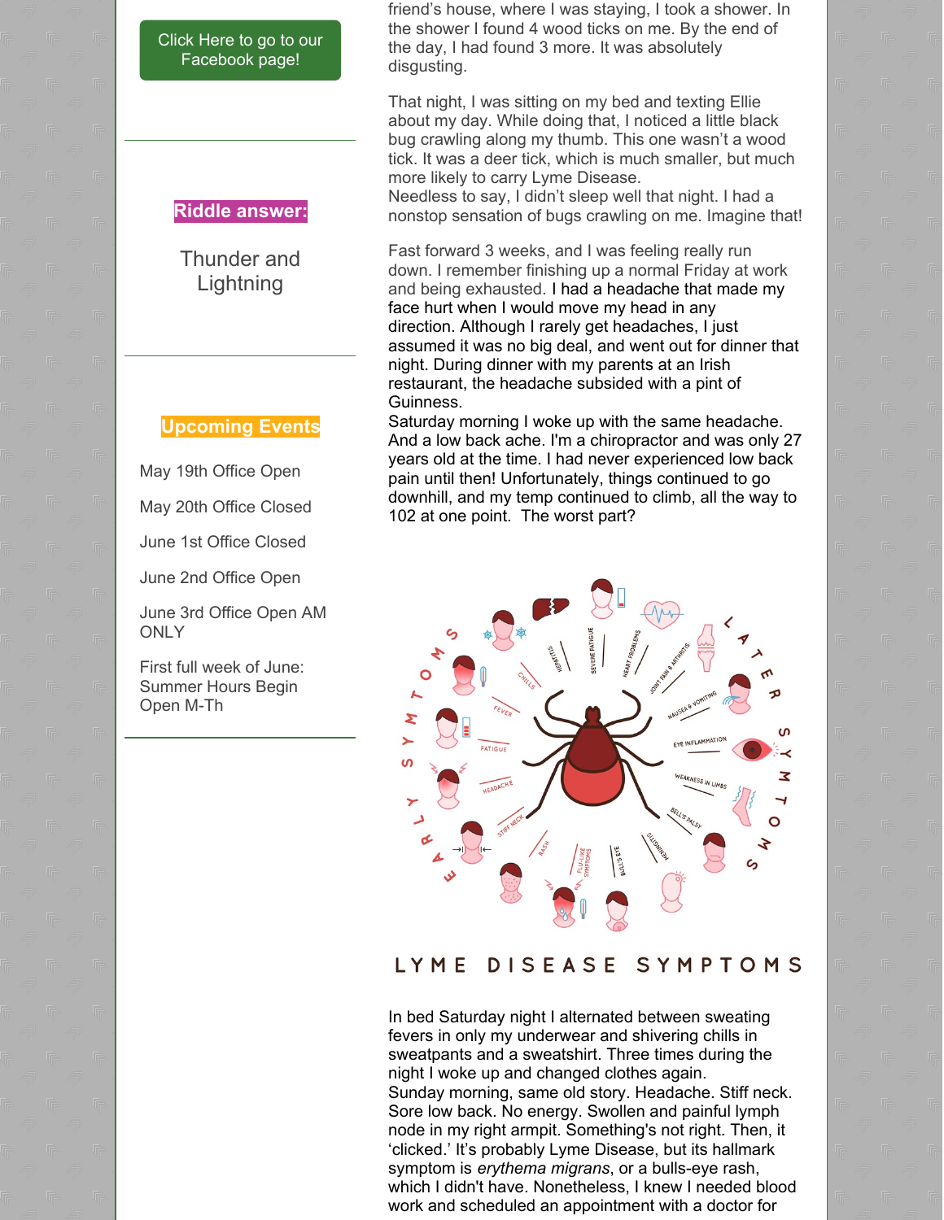Click Here to go to our Facebook page!

**Riddle answer:**

Thunder and Lightning

**Upcoming Events**

May 19th Office Open

May 20th Office Closed

June 1st Office Closed

June 2nd Office Open

June 3rd Office Open AM ONLY

First full week of June: Summer Hours Begin Open M-Th

friend's house, where I was staying, I took a shower. In the shower I found 4 wood ticks on me. By the end of the day, I had found 3 more. It was absolutely disgusting.

That night, I was sitting on my bed and texting Ellie about my day. While doing that, I noticed a little black bug crawling along my thumb. This one wasn't a wood tick. It was a deer tick, which is much smaller, but much more likely to carry Lyme Disease.
Needless to say, I didn't sleep well that night. I had a nonstop sensation of bugs crawling on me. Imagine that!

Fast forward 3 weeks, and I was feeling really run down. I remember finishing up a normal Friday at work and being exhausted. I had a headache that made my face hurt when I would move my head in any direction. Although I rarely get headaches, I just assumed it was no big deal, and went out for dinner that night. During dinner with my parents at an Irish restaurant, the headache subsided with a pint of Guinness.
Saturday morning I woke up with the same headache. And a low back ache. I'm a chiropractor and was only 27 years old at the time. I had never experienced low back pain until then! Unfortunately, things continued to go downhill, and my temp continued to climb, all the way to 102 at one point. The worst part?

LYME DISEASE SYMPTOMS

In bed Saturday night I alternated between sweating fevers in only my underwear and shivering chills in sweatpants and a sweatshirt. Three times during the night I woke up and changed clothes again.
Sunday morning, same old story. Headache. Stiff neck. Sore low back. No energy. Swollen and painful lymph node in my right armpit. Something's not right. Then, it 'clicked.' It's probably Lyme Disease, but its hallmark symptom is *erythema migrans*, or a bulls-eye rash, which I didn't have. Nonetheless, I knew I needed blood work and scheduled an appointment with a doctor for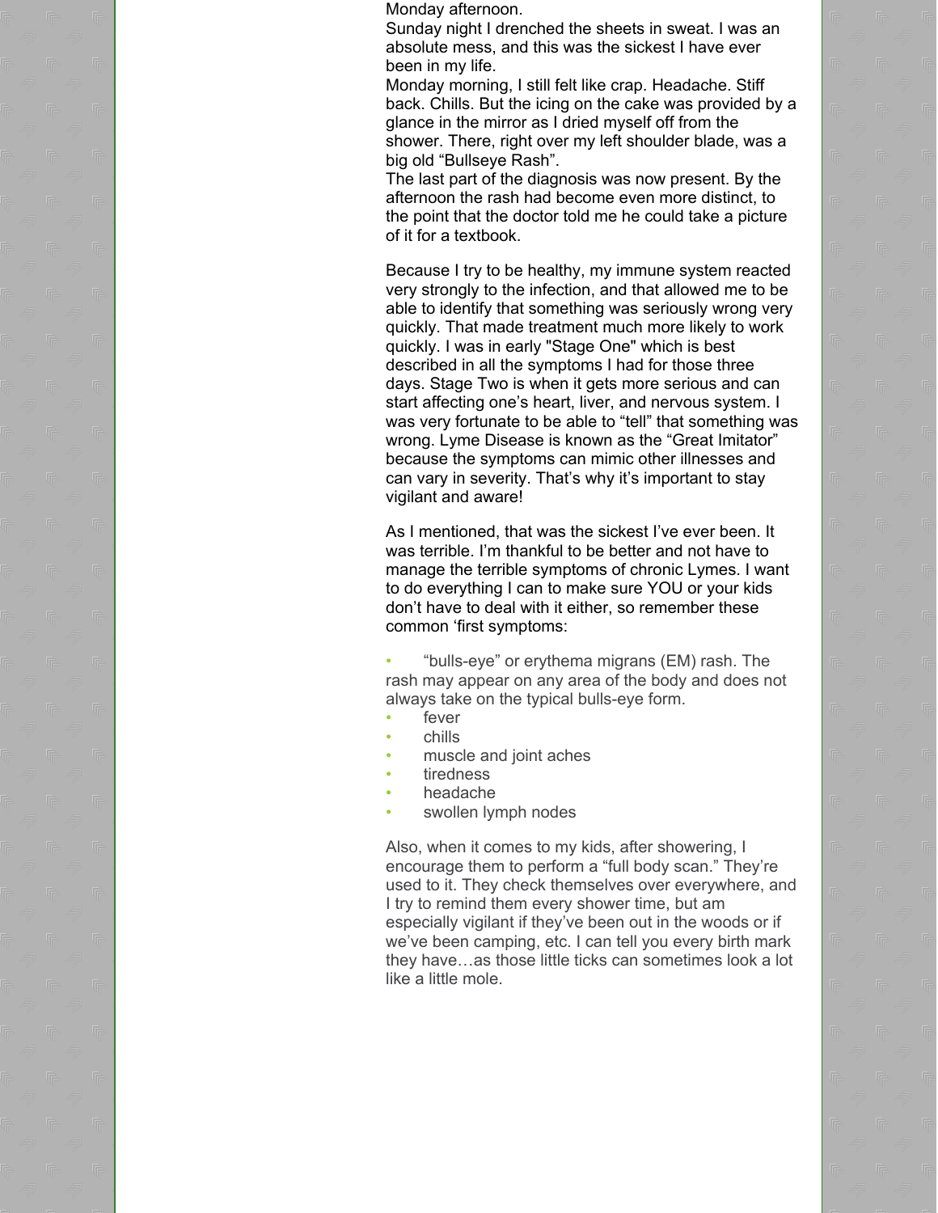Monday afternoon.

Sunday night I drenched the sheets in sweat. I was an absolute mess, and this was the sickest I have ever been in my life.

Monday morning, I still felt like crap. Headache. Stiff back. Chills. But the icing on the cake was provided by a glance in the mirror as I dried myself off from the shower. There, right over my left shoulder blade, was a big old “Bullseye Rash”.

The last part of the diagnosis was now present. By the afternoon the rash had become even more distinct, to the point that the doctor told me he could take a picture of it for a textbook.

Because I try to be healthy, my immune system reacted very strongly to the infection, and that allowed me to be able to identify that something was seriously wrong very quickly. That made treatment much more likely to work quickly. I was in early "Stage One" which is best described in all the symptoms I had for those three days. Stage Two is when it gets more serious and can start affecting one’s heart, liver, and nervous system. I was very fortunate to be able to “tell” that something was wrong. Lyme Disease is known as the “Great Imitator” because the symptoms can mimic other illnesses and can vary in severity. That’s why it’s important to stay vigilant and aware!

As I mentioned, that was the sickest I’ve ever been. It was terrible. I’m thankful to be better and not have to manage the terrible symptoms of chronic Lymes. I want to do everything I can to make sure YOU or your kids don’t have to deal with it either, so remember these common ‘first symptoms:

- “bulls-eye” or erythema migrans (EM) rash. The rash may appear on any area of the body and does not always take on the typical bulls-eye form.
- fever
- chills
- muscle and joint aches
- tiredness
- headache
- swollen lymph nodes

Also, when it comes to my kids, after showering, I encourage them to perform a “full body scan.” They’re used to it. They check themselves over everywhere, and I try to remind them every shower time, but am especially vigilant if they’ve been out in the woods or if we’ve been camping, etc. I can tell you every birth mark they have…as those little ticks can sometimes look a lot like a little mole.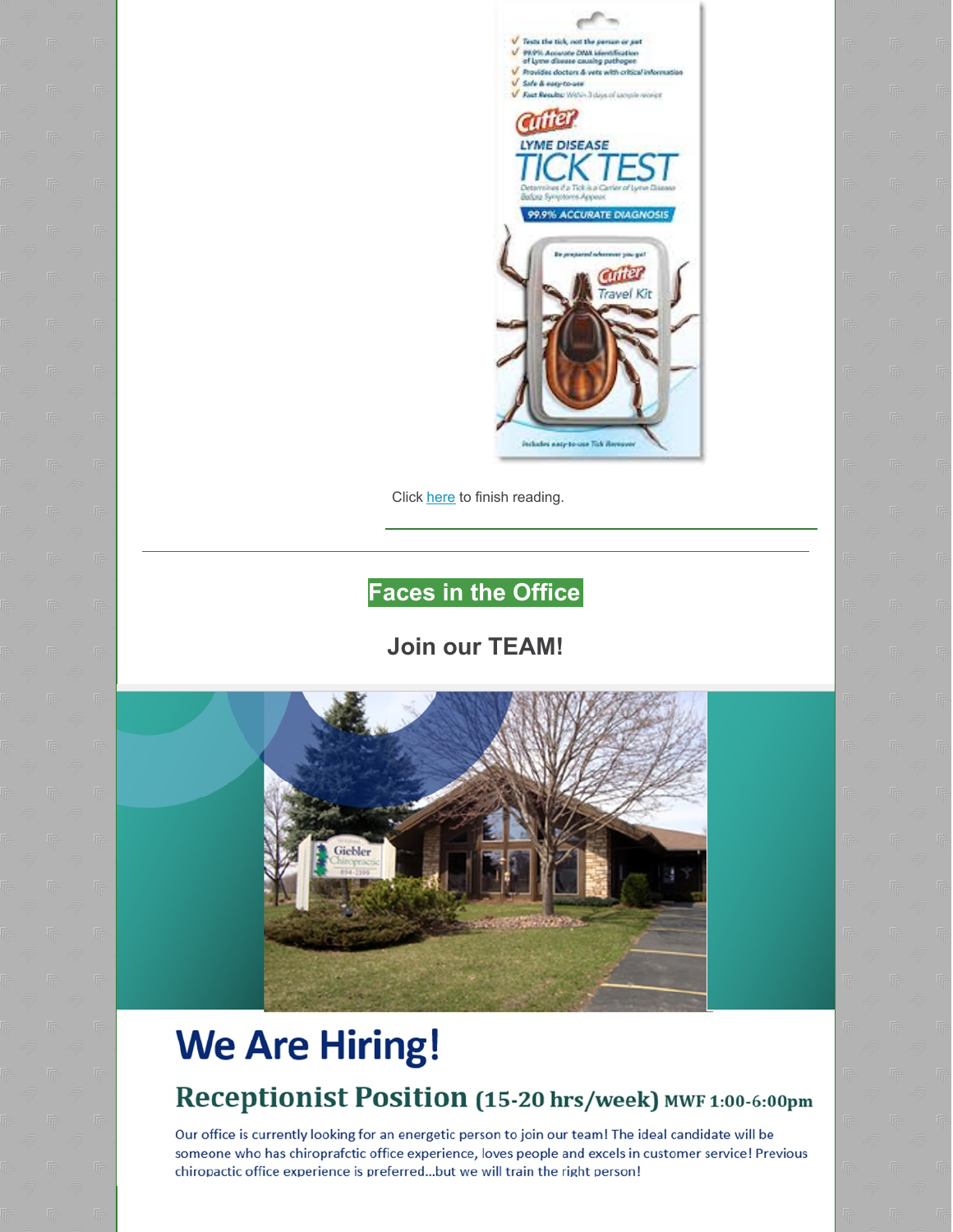Click here to finish reading.

---

## Faces in the Office

### Join our TEAM!

# We Are Hiring!

## Receptionist Position (15-20 hrs/week) MWF 1:00-6:00pm

Our office is currently looking for an energetic person to join our team! The ideal candidate will be someone who has chiroprafctic office experience, loves people and excels in customer service! Previous chiropactic office experience is preferred...but we will train the right person!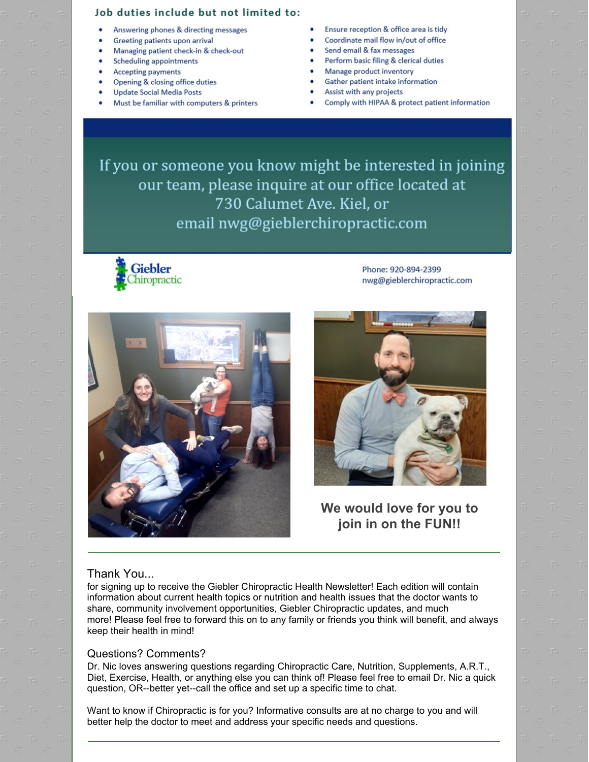## Job duties include but not limited to:

- Answering phones & directing messages
- Greeting patients upon arrival
- Managing patient check-in & check-out
- Scheduling appointments
- Accepting payments
- Opening & closing office duties
- Update Social Media Posts
- Must be familiar with computers & printers
- Ensure reception & office area is tidy
- Coordinate mail flow in/out of office
- Send email & fax messages
- Perform basic filing & clerical duties
- Manage product inventory
- Gather patient intake information
- Assist with any projects
- Comply with HIPAA & protect patient information

If you or someone you know might be interested in joining our team, please inquire at our office located at 730 Calumet Ave. Kiel, or email nwg@gieblerchiropractic.com

Giebler Chiropractic

Phone: 920-894-2399
nwg@gieblerchiropractic.com

**We would love for you to join in on the FUN!!**

---

### Thank You...

for signing up to receive the Giebler Chiropractic Health Newsletter! Each edition will contain information about current health topics or nutrition and health issues that the doctor wants to share, community involvement opportunities, Giebler Chiropractic updates, and much more! Please feel free to forward this on to any family or friends you think will benefit, and always keep their health in mind!

### Questions? Comments?

Dr. Nic loves answering questions regarding Chiropractic Care, Nutrition, Supplements, A.R.T., Diet, Exercise, Health, or anything else you can think of! Please feel free to email Dr. Nic a quick question, OR--better yet--call the office and set up a specific time to chat.

Want to know if Chiropractic is for you? Informative consults are at no charge to you and will better help the doctor to meet and address your specific needs and questions.